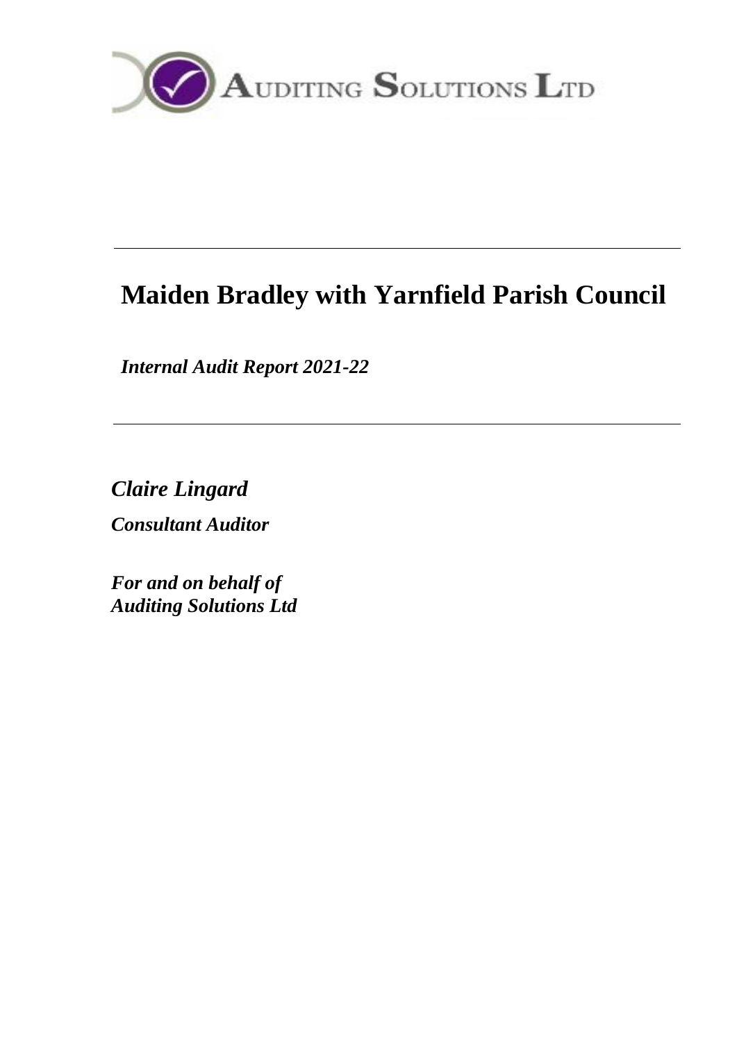AUDITING SOLUTIONS LTD

# Maiden Bradley with Yarnfield Parish Council

***Internal Audit Report 2021-22***

***Claire Lingard***

***Consultant Auditor***

***For and on behalf of***
***Auditing Solutions Ltd***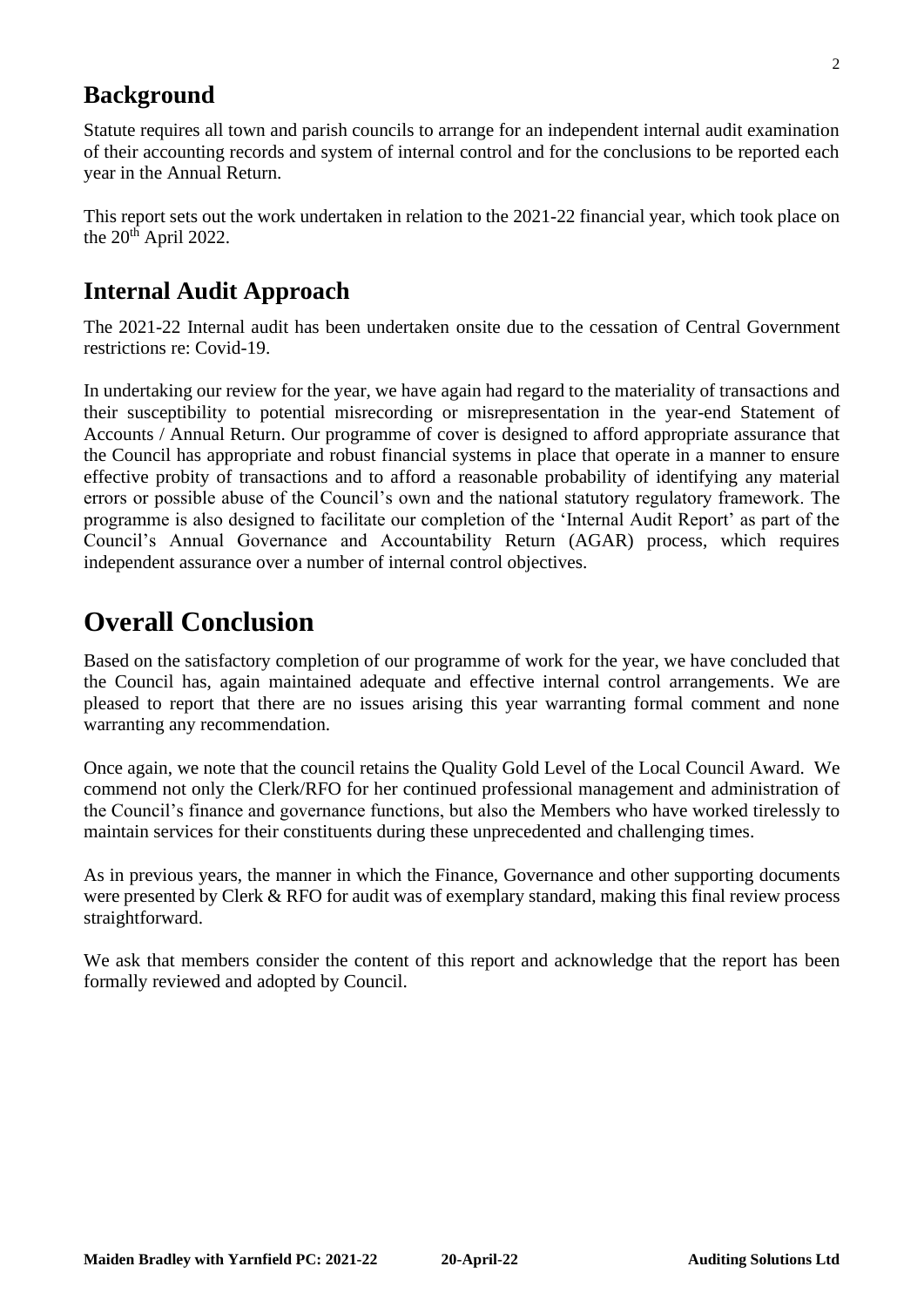## Background

Statute requires all town and parish councils to arrange for an independent internal audit examination of their accounting records and system of internal control and for the conclusions to be reported each year in the Annual Return.

This report sets out the work undertaken in relation to the 2021-22 financial year, which took place on the 20th April 2022.

## Internal Audit Approach

The 2021-22 Internal audit has been undertaken onsite due to the cessation of Central Government restrictions re: Covid-19.

In undertaking our review for the year, we have again had regard to the materiality of transactions and their susceptibility to potential misrecording or misrepresentation in the year-end Statement of Accounts / Annual Return. Our programme of cover is designed to afford appropriate assurance that the Council has appropriate and robust financial systems in place that operate in a manner to ensure effective probity of transactions and to afford a reasonable probability of identifying any material errors or possible abuse of the Council's own and the national statutory regulatory framework. The programme is also designed to facilitate our completion of the 'Internal Audit Report' as part of the Council's Annual Governance and Accountability Return (AGAR) process, which requires independent assurance over a number of internal control objectives.

# Overall Conclusion

Based on the satisfactory completion of our programme of work for the year, we have concluded that the Council has, again maintained adequate and effective internal control arrangements. We are pleased to report that there are no issues arising this year warranting formal comment and none warranting any recommendation.

Once again, we note that the council retains the Quality Gold Level of the Local Council Award. We commend not only the Clerk/RFO for her continued professional management and administration of the Council's finance and governance functions, but also the Members who have worked tirelessly to maintain services for their constituents during these unprecedented and challenging times.

As in previous years, the manner in which the Finance, Governance and other supporting documents were presented by Clerk & RFO for audit was of exemplary standard, making this final review process straightforward.

We ask that members consider the content of this report and acknowledge that the report has been formally reviewed and adopted by Council.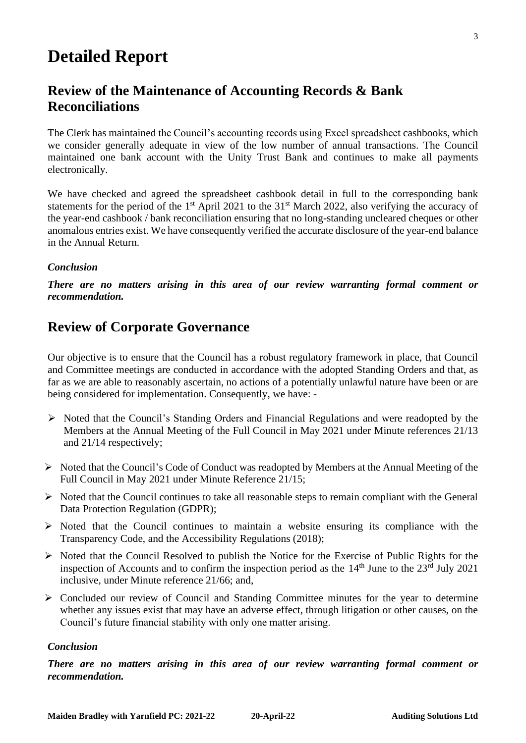# Detailed Report

## Review of the Maintenance of Accounting Records & Bank Reconciliations

The Clerk has maintained the Council's accounting records using Excel spreadsheet cashbooks, which we consider generally adequate in view of the low number of annual transactions. The Council maintained one bank account with the Unity Trust Bank and continues to make all payments electronically.

We have checked and agreed the spreadsheet cashbook detail in full to the corresponding bank statements for the period of the 1st April 2021 to the 31st March 2022, also verifying the accuracy of the year-end cashbook / bank reconciliation ensuring that no long-standing uncleared cheques or other anomalous entries exist. We have consequently verified the accurate disclosure of the year-end balance in the Annual Return.

### *Conclusion*

***There are no matters arising in this area of our review warranting formal comment or recommendation.***

## Review of Corporate Governance

Our objective is to ensure that the Council has a robust regulatory framework in place, that Council and Committee meetings are conducted in accordance with the adopted Standing Orders and that, as far as we are able to reasonably ascertain, no actions of a potentially unlawful nature have been or are being considered for implementation. Consequently, we have: -

- Noted that the Council's Standing Orders and Financial Regulations and were readopted by the Members at the Annual Meeting of the Full Council in May 2021 under Minute references 21/13 and 21/14 respectively;
- Noted that the Council's Code of Conduct was readopted by Members at the Annual Meeting of the Full Council in May 2021 under Minute Reference 21/15;
- Noted that the Council continues to take all reasonable steps to remain compliant with the General Data Protection Regulation (GDPR);
- Noted that the Council continues to maintain a website ensuring its compliance with the Transparency Code, and the Accessibility Regulations (2018);
- Noted that the Council Resolved to publish the Notice for the Exercise of Public Rights for the inspection of Accounts and to confirm the inspection period as the 14th June to the 23rd July 2021 inclusive, under Minute reference 21/66; and,
- Concluded our review of Council and Standing Committee minutes for the year to determine whether any issues exist that may have an adverse effect, through litigation or other causes, on the Council's future financial stability with only one matter arising.

### *Conclusion*

***There are no matters arising in this area of our review warranting formal comment or recommendation.***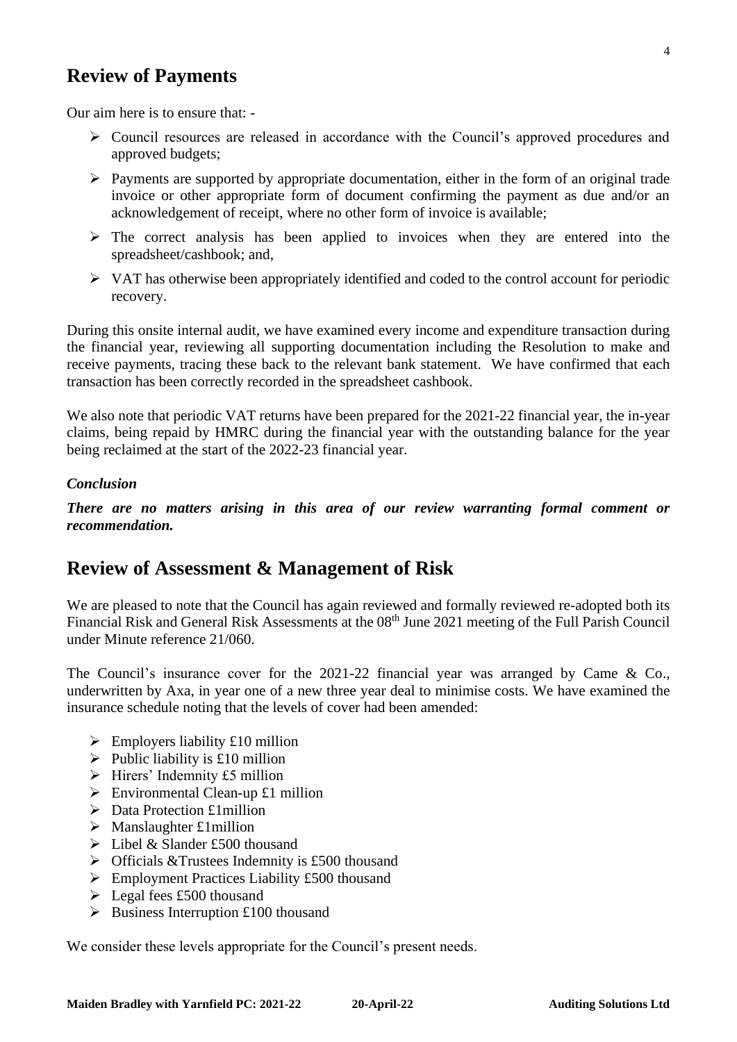## Review of Payments

Our aim here is to ensure that: -

- Council resources are released in accordance with the Council's approved procedures and approved budgets;
- Payments are supported by appropriate documentation, either in the form of an original trade invoice or other appropriate form of document confirming the payment as due and/or an acknowledgement of receipt, where no other form of invoice is available;
- The correct analysis has been applied to invoices when they are entered into the spreadsheet/cashbook; and,
- VAT has otherwise been appropriately identified and coded to the control account for periodic recovery.

During this onsite internal audit, we have examined every income and expenditure transaction during the financial year, reviewing all supporting documentation including the Resolution to make and receive payments, tracing these back to the relevant bank statement. We have confirmed that each transaction has been correctly recorded in the spreadsheet cashbook.

We also note that periodic VAT returns have been prepared for the 2021-22 financial year, the in-year claims, being repaid by HMRC during the financial year with the outstanding balance for the year being reclaimed at the start of the 2022-23 financial year.

### *Conclusion*

***There are no matters arising in this area of our review warranting formal comment or recommendation.***

## Review of Assessment & Management of Risk

We are pleased to note that the Council has again reviewed and formally reviewed re-adopted both its Financial Risk and General Risk Assessments at the 08th June 2021 meeting of the Full Parish Council under Minute reference 21/060.

The Council's insurance cover for the 2021-22 financial year was arranged by Came & Co., underwritten by Axa, in year one of a new three year deal to minimise costs. We have examined the insurance schedule noting that the levels of cover had been amended:

- Employers liability £10 million
- Public liability is £10 million
- Hirers' Indemnity £5 million
- Environmental Clean-up £1 million
- Data Protection £1million
- Manslaughter £1million
- Libel & Slander £500 thousand
- Officials &Trustees Indemnity is £500 thousand
- Employment Practices Liability £500 thousand
- Legal fees £500 thousand
- Business Interruption £100 thousand

We consider these levels appropriate for the Council's present needs.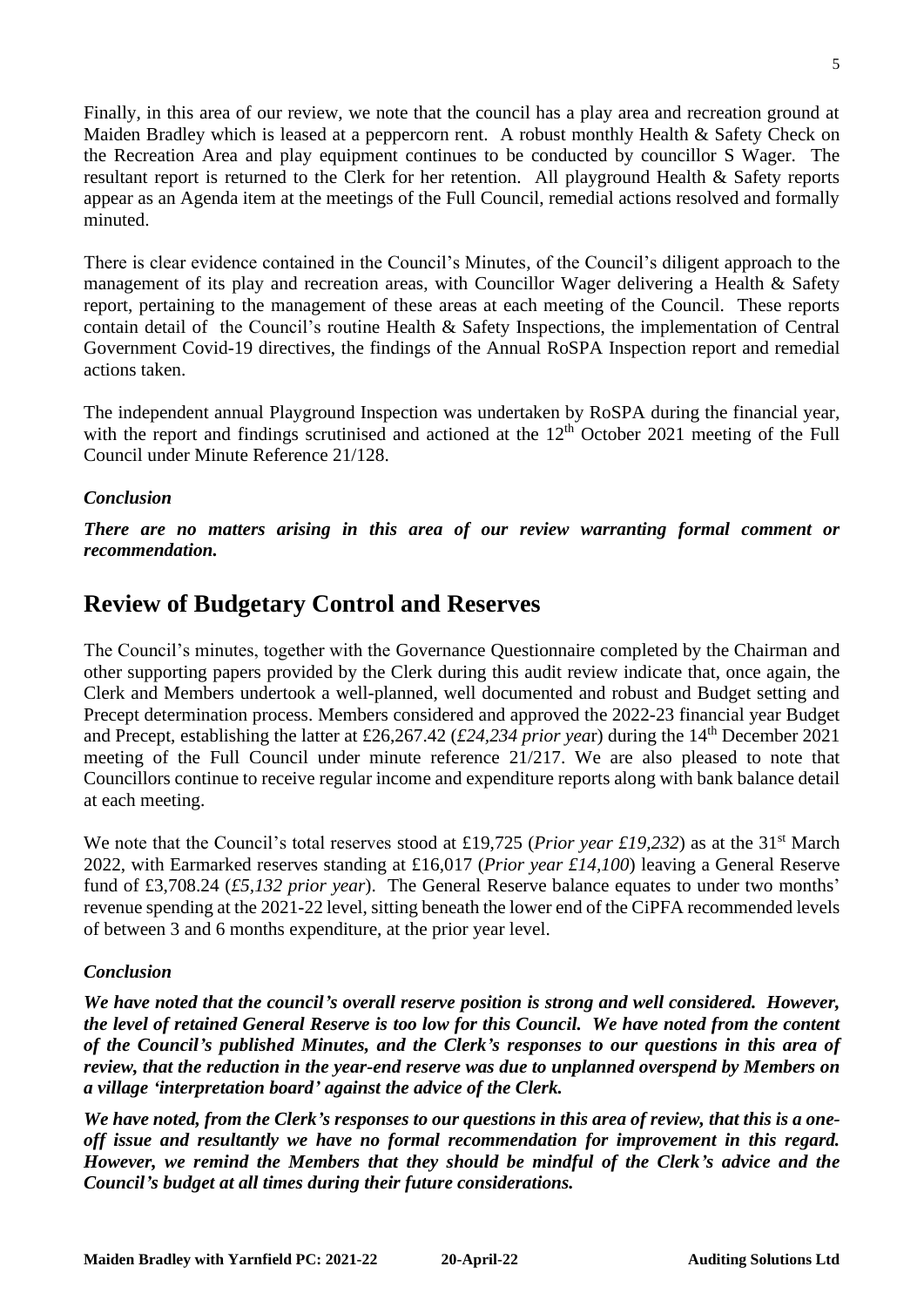Finally, in this area of our review, we note that the council has a play area and recreation ground at Maiden Bradley which is leased at a peppercorn rent. A robust monthly Health & Safety Check on the Recreation Area and play equipment continues to be conducted by councillor S Wager. The resultant report is returned to the Clerk for her retention. All playground Health & Safety reports appear as an Agenda item at the meetings of the Full Council, remedial actions resolved and formally minuted.

There is clear evidence contained in the Council's Minutes, of the Council's diligent approach to the management of its play and recreation areas, with Councillor Wager delivering a Health & Safety report, pertaining to the management of these areas at each meeting of the Council. These reports contain detail of the Council's routine Health & Safety Inspections, the implementation of Central Government Covid-19 directives, the findings of the Annual RoSPA Inspection report and remedial actions taken.

The independent annual Playground Inspection was undertaken by RoSPA during the financial year, with the report and findings scrutinised and actioned at the 12th October 2021 meeting of the Full Council under Minute Reference 21/128.

### *Conclusion*

***There are no matters arising in this area of our review warranting formal comment or recommendation.***

## Review of Budgetary Control and Reserves

The Council's minutes, together with the Governance Questionnaire completed by the Chairman and other supporting papers provided by the Clerk during this audit review indicate that, once again, the Clerk and Members undertook a well-planned, well documented and robust and Budget setting and Precept determination process. Members considered and approved the 2022-23 financial year Budget and Precept, establishing the latter at £26,267.42 (*£24,234 prior yea*r) during the 14th December 2021 meeting of the Full Council under minute reference 21/217. We are also pleased to note that Councillors continue to receive regular income and expenditure reports along with bank balance detail at each meeting.

We note that the Council's total reserves stood at £19,725 (*Prior year £19,232*) as at the 31st March 2022, with Earmarked reserves standing at £16,017 (*Prior year £14,100*) leaving a General Reserve fund of £3,708.24 (*£5,132 prior year*). The General Reserve balance equates to under two months' revenue spending at the 2021-22 level, sitting beneath the lower end of the CiPFA recommended levels of between 3 and 6 months expenditure, at the prior year level.

### *Conclusion*

***We have noted that the council's overall reserve position is strong and well considered. However, the level of retained General Reserve is too low for this Council. We have noted from the content of the Council's published Minutes, and the Clerk's responses to our questions in this area of review, that the reduction in the year-end reserve was due to unplanned overspend by Members on a village 'interpretation board' against the advice of the Clerk.***

***We have noted, from the Clerk's responses to our questions in this area of review, that this is a one-off issue and resultantly we have no formal recommendation for improvement in this regard. However, we remind the Members that they should be mindful of the Clerk's advice and the Council's budget at all times during their future considerations.***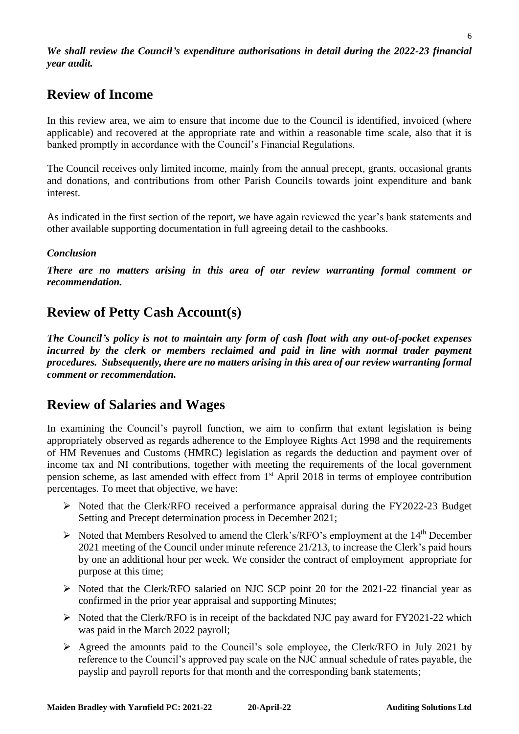***We shall review the Council's expenditure authorisations in detail during the 2022-23 financial year audit.***

## Review of Income

In this review area, we aim to ensure that income due to the Council is identified, invoiced (where applicable) and recovered at the appropriate rate and within a reasonable time scale, also that it is banked promptly in accordance with the Council's Financial Regulations.

The Council receives only limited income, mainly from the annual precept, grants, occasional grants and donations, and contributions from other Parish Councils towards joint expenditure and bank interest.

As indicated in the first section of the report, we have again reviewed the year's bank statements and other available supporting documentation in full agreeing detail to the cashbooks.

### *Conclusion*

***There are no matters arising in this area of our review warranting formal comment or recommendation.***

## Review of Petty Cash Account(s)

***The Council's policy is not to maintain any form of cash float with any out-of-pocket expenses incurred by the clerk or members reclaimed and paid in line with normal trader payment procedures. Subsequently, there are no matters arising in this area of our review warranting formal comment or recommendation.***

## Review of Salaries and Wages

In examining the Council's payroll function, we aim to confirm that extant legislation is being appropriately observed as regards adherence to the Employee Rights Act 1998 and the requirements of HM Revenues and Customs (HMRC) legislation as regards the deduction and payment over of income tax and NI contributions, together with meeting the requirements of the local government pension scheme, as last amended with effect from 1st April 2018 in terms of employee contribution percentages. To meet that objective, we have:

- Noted that the Clerk/RFO received a performance appraisal during the FY2022-23 Budget Setting and Precept determination process in December 2021;
- Noted that Members Resolved to amend the Clerk's/RFO's employment at the 14th December 2021 meeting of the Council under minute reference 21/213, to increase the Clerk's paid hours by one an additional hour per week. We consider the contract of employment appropriate for purpose at this time;
- Noted that the Clerk/RFO salaried on NJC SCP point 20 for the 2021-22 financial year as confirmed in the prior year appraisal and supporting Minutes;
- Noted that the Clerk/RFO is in receipt of the backdated NJC pay award for FY2021-22 which was paid in the March 2022 payroll;
- Agreed the amounts paid to the Council's sole employee, the Clerk/RFO in July 2021 by reference to the Council's approved pay scale on the NJC annual schedule of rates payable, the payslip and payroll reports for that month and the corresponding bank statements;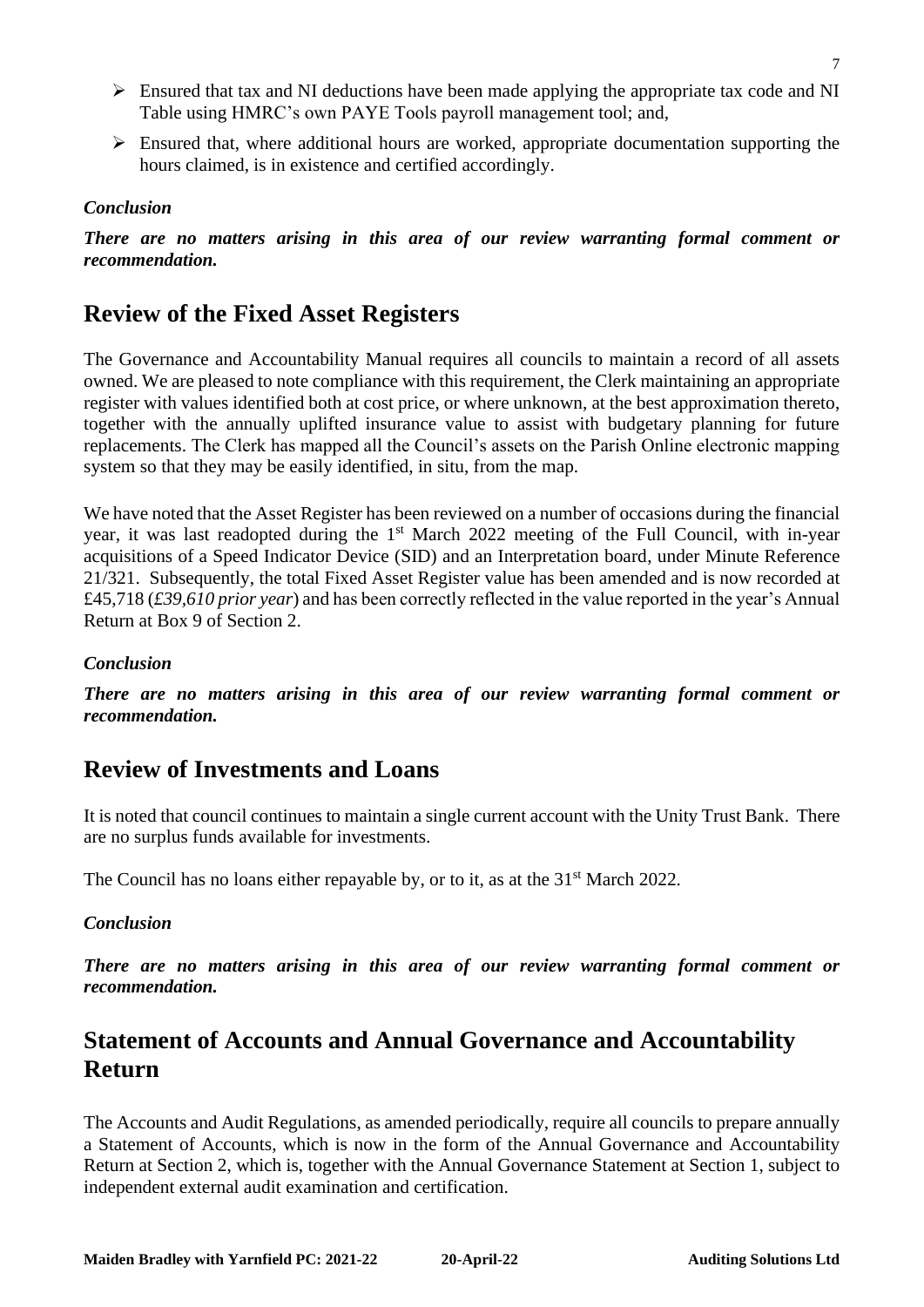- Ensured that tax and NI deductions have been made applying the appropriate tax code and NI Table using HMRC's own PAYE Tools payroll management tool; and,
- Ensured that, where additional hours are worked, appropriate documentation supporting the hours claimed, is in existence and certified accordingly.

***Conclusion***

***There are no matters arising in this area of our review warranting formal comment or recommendation.***

## Review of the Fixed Asset Registers

The Governance and Accountability Manual requires all councils to maintain a record of all assets owned. We are pleased to note compliance with this requirement, the Clerk maintaining an appropriate register with values identified both at cost price, or where unknown, at the best approximation thereto, together with the annually uplifted insurance value to assist with budgetary planning for future replacements. The Clerk has mapped all the Council's assets on the Parish Online electronic mapping system so that they may be easily identified, in situ, from the map.

We have noted that the Asset Register has been reviewed on a number of occasions during the financial year, it was last readopted during the 1st March 2022 meeting of the Full Council, with in-year acquisitions of a Speed Indicator Device (SID) and an Interpretation board, under Minute Reference 21/321. Subsequently, the total Fixed Asset Register value has been amended and is now recorded at £45,718 (*£39,610 prior year*) and has been correctly reflected in the value reported in the year's Annual Return at Box 9 of Section 2.

***Conclusion***

***There are no matters arising in this area of our review warranting formal comment or recommendation.***

## Review of Investments and Loans

It is noted that council continues to maintain a single current account with the Unity Trust Bank. There are no surplus funds available for investments.

The Council has no loans either repayable by, or to it, as at the 31st March 2022.

***Conclusion***

***There are no matters arising in this area of our review warranting formal comment or recommendation.***

## Statement of Accounts and Annual Governance and Accountability Return

The Accounts and Audit Regulations, as amended periodically, require all councils to prepare annually a Statement of Accounts, which is now in the form of the Annual Governance and Accountability Return at Section 2, which is, together with the Annual Governance Statement at Section 1, subject to independent external audit examination and certification.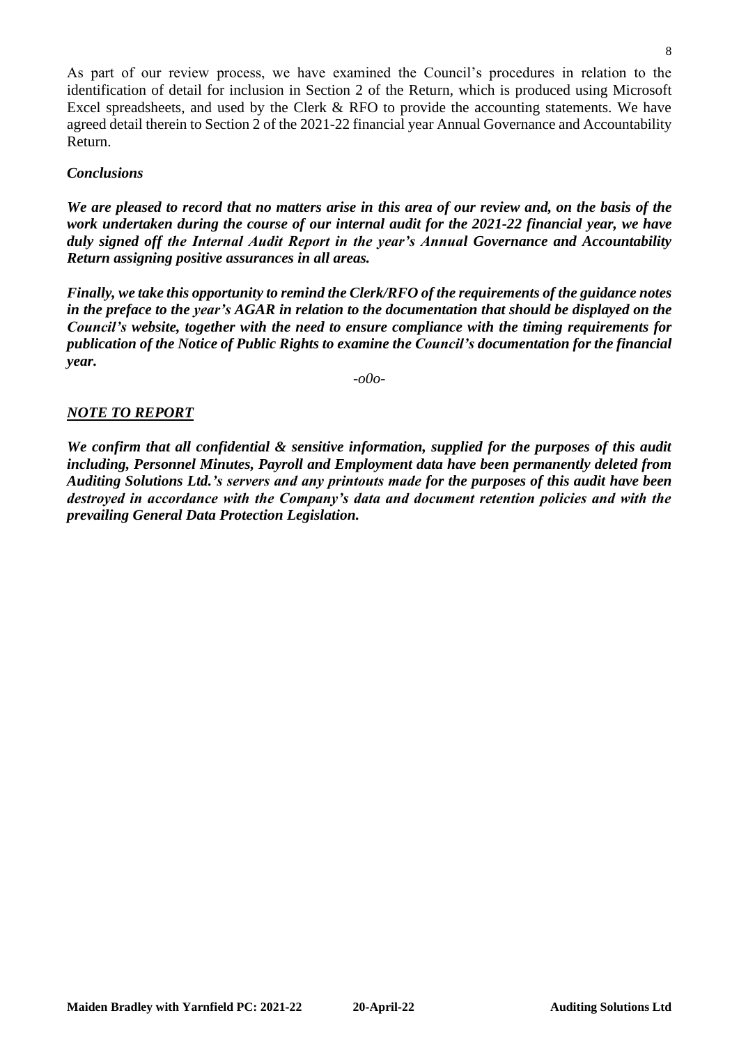As part of our review process, we have examined the Council's procedures in relation to the identification of detail for inclusion in Section 2 of the Return, which is produced using Microsoft Excel spreadsheets, and used by the Clerk & RFO to provide the accounting statements. We have agreed detail therein to Section 2 of the 2021-22 financial year Annual Governance and Accountability Return.

***Conclusions***

***We are pleased to record that no matters arise in this area of our review and, on the basis of the work undertaken during the course of our internal audit for the 2021-22 financial year, we have duly signed off the Internal Audit Report in the year's Annual Governance and Accountability Return assigning positive assurances in all areas.***

***Finally, we take this opportunity to remind the Clerk/RFO of the requirements of the guidance notes in the preface to the year's AGAR in relation to the documentation that should be displayed on the Council's website, together with the need to ensure compliance with the timing requirements for publication of the Notice of Public Rights to examine the Council's documentation for the financial year.***

*-o0o-*

***NOTE TO REPORT***

***We confirm that all confidential & sensitive information, supplied for the purposes of this audit including, Personnel Minutes, Payroll and Employment data have been permanently deleted from Auditing Solutions Ltd.'s servers and any printouts made for the purposes of this audit have been destroyed in accordance with the Company's data and document retention policies and with the prevailing General Data Protection Legislation.***